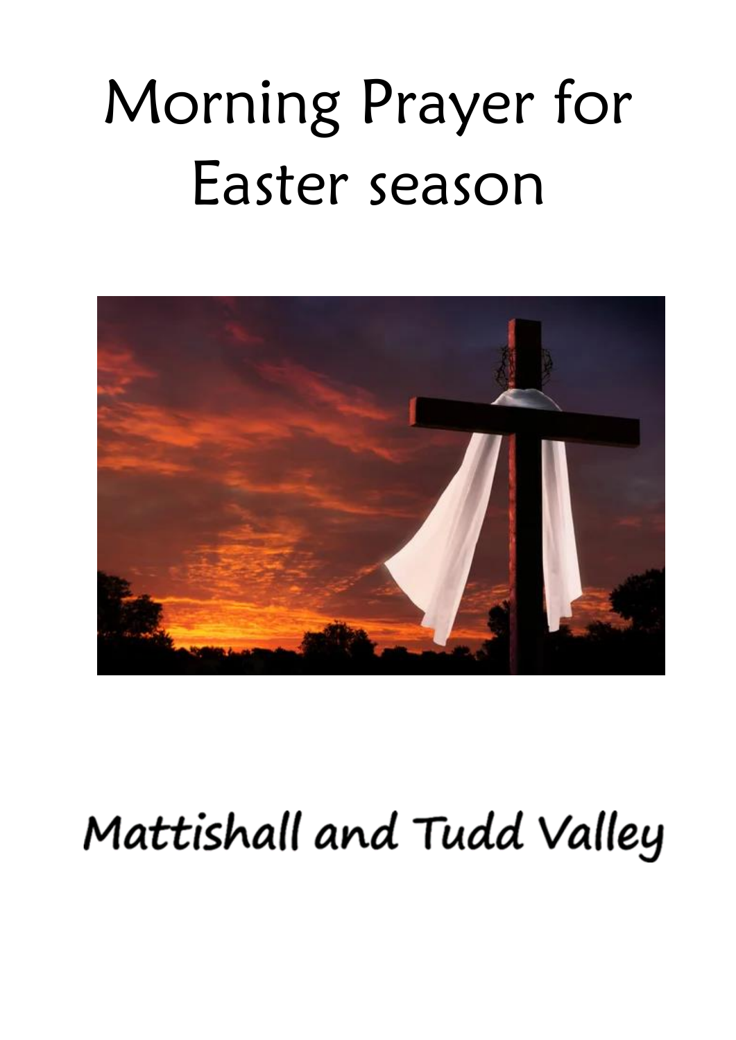# Morning Prayer for Easter season

Mattishall and Tudd Valley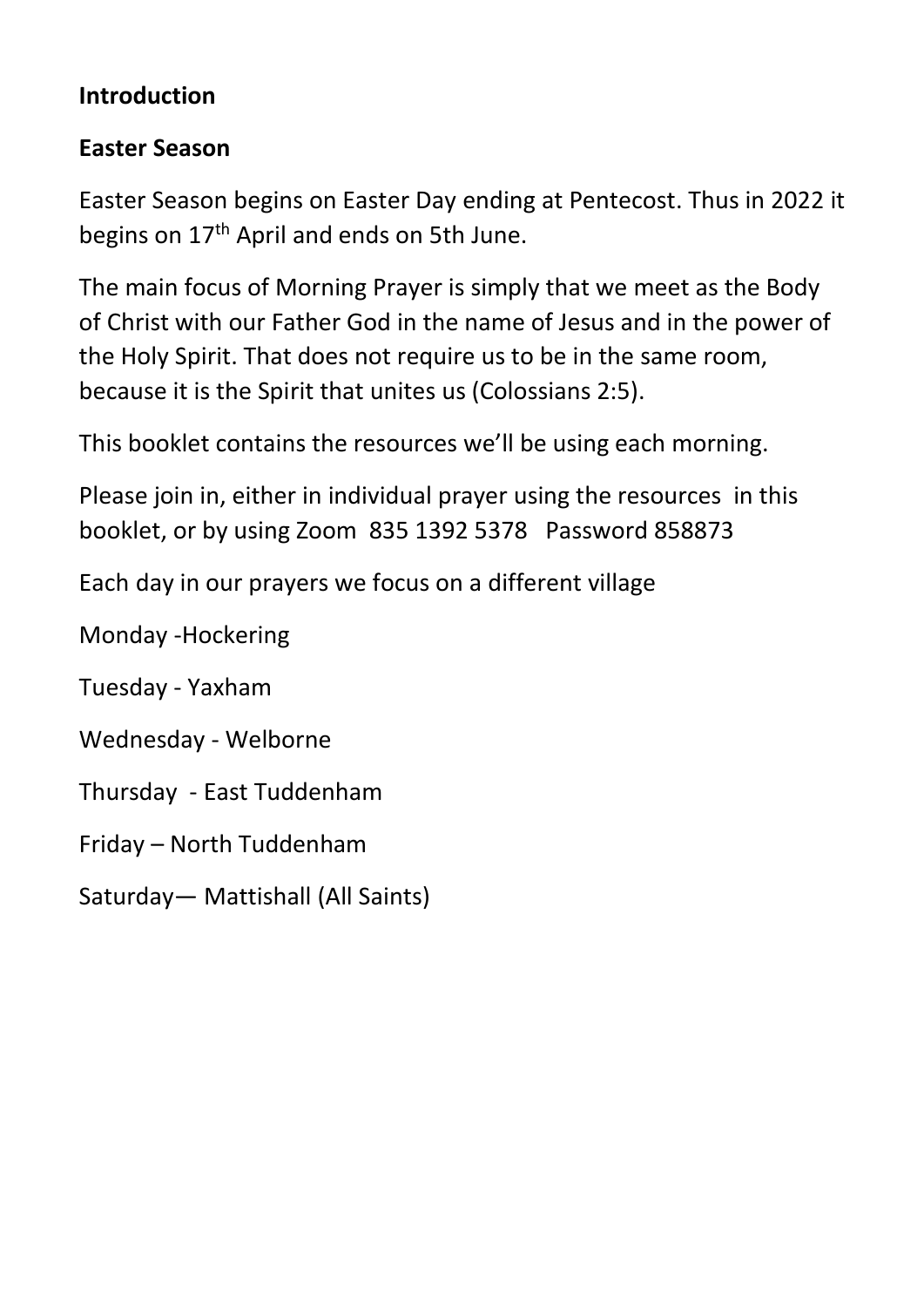**Introduction**

**Easter Season**

Easter Season begins on Easter Day ending at Pentecost. Thus in 2022 it begins on 17th April and ends on 5th June.

The main focus of Morning Prayer is simply that we meet as the Body of Christ with our Father God in the name of Jesus and in the power of the Holy Spirit. That does not require us to be in the same room, because it is the Spirit that unites us (Colossians 2:5).

This booklet contains the resources we'll be using each morning.

Please join in, either in individual prayer using the resources in this booklet, or by using Zoom 835 1392 5378 Password 858873

Each day in our prayers we focus on a different village

Monday -Hockering

Tuesday - Yaxham

Wednesday - Welborne

Thursday - East Tuddenham

Friday – North Tuddenham

Saturday— Mattishall (All Saints)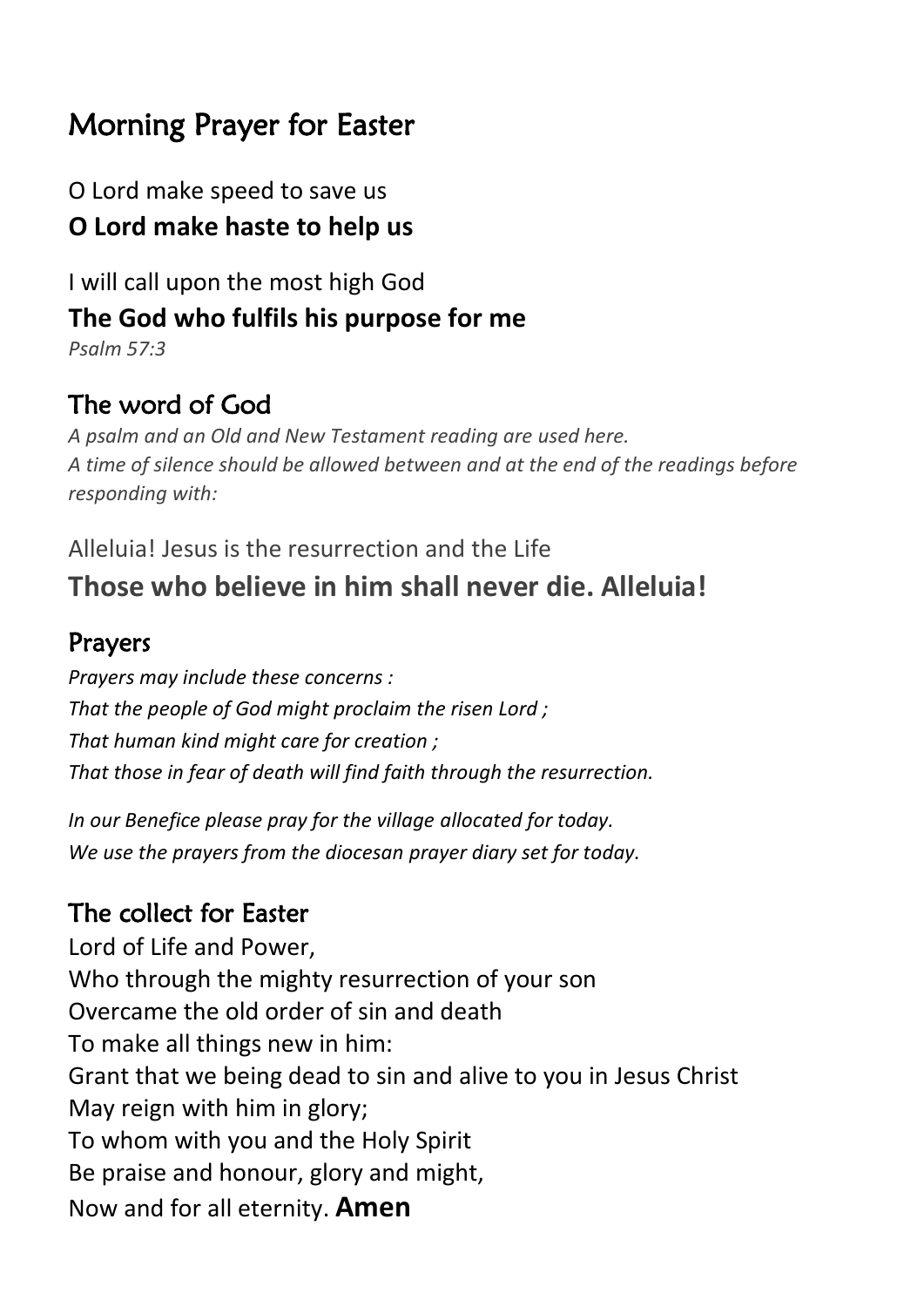# Morning Prayer for Easter

O Lord make speed to save us
**O Lord make haste to help us**

I will call upon the most high God
**The God who fulfils his purpose for me**
*Psalm 57:3*

## The word of God

*A psalm and an Old and New Testament reading are used here.*
*A time of silence should be allowed between and at the end of the readings before responding with:*

Alleluia! Jesus is the resurrection and the Life
**Those who believe in him shall never die. Alleluia!**

## Prayers

*Prayers may include these concerns :*
*That the people of God might proclaim the risen Lord ;*
*That human kind might care for creation ;*
*That those in fear of death will find faith through the resurrection.*

*In our Benefice please pray for the village allocated for today.*
*We use the prayers from the diocesan prayer diary set for today.*

## The collect for Easter

Lord of Life and Power,
Who through the mighty resurrection of your son
Overcame the old order of sin and death
To make all things new in him:
Grant that we being dead to sin and alive to you in Jesus Christ
May reign with him in glory;
To whom with you and the Holy Spirit
Be praise and honour, glory and might,
Now and for all eternity. **Amen**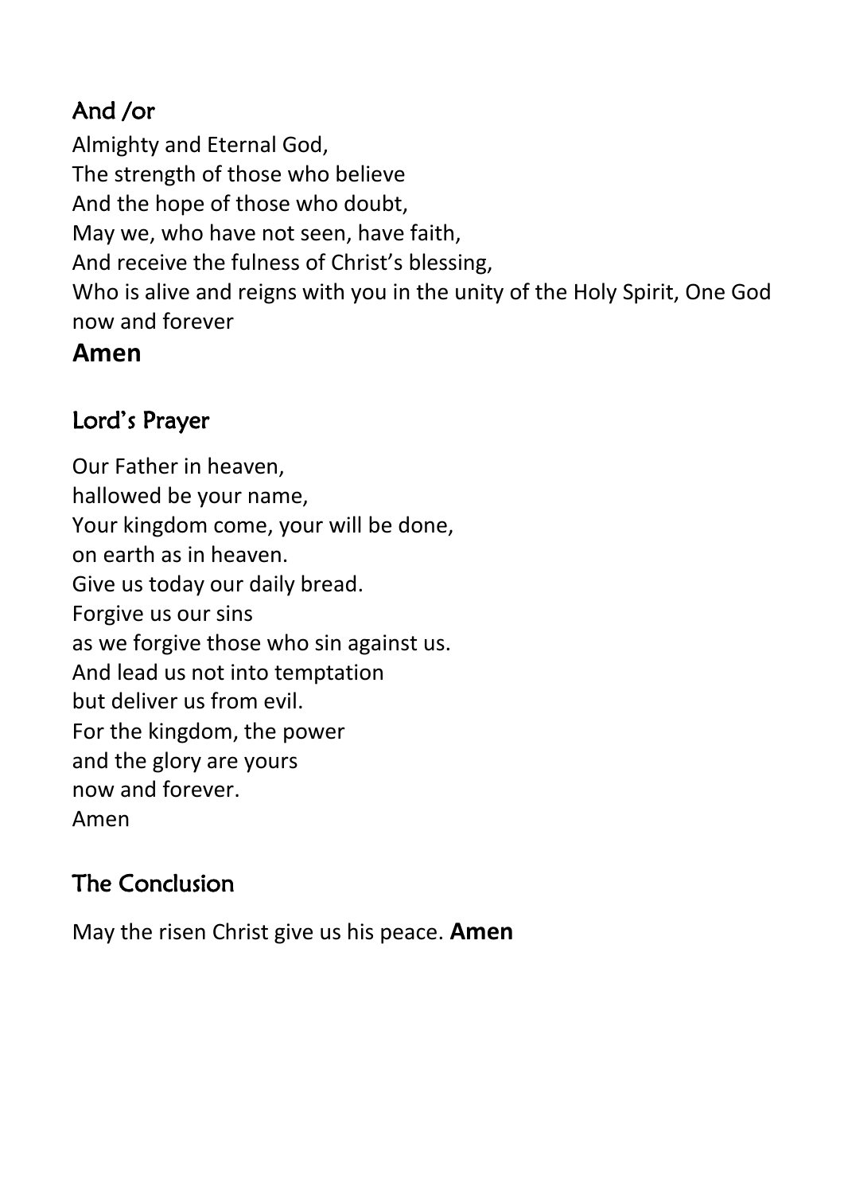## And /or

Almighty and Eternal God,
The strength of those who believe
And the hope of those who doubt,
May we, who have not seen, have faith,
And receive the fulness of Christ's blessing,
Who is alive and reigns with you in the unity of the Holy Spirit, One God now and forever

**Amen**

## Lord's Prayer

Our Father in heaven,
hallowed be your name,
Your kingdom come, your will be done,
on earth as in heaven.
Give us today our daily bread.
Forgive us our sins
as we forgive those who sin against us.
And lead us not into temptation
but deliver us from evil.
For the kingdom, the power
and the glory are yours
now and forever.
Amen

## The Conclusion

May the risen Christ give us his peace. **Amen**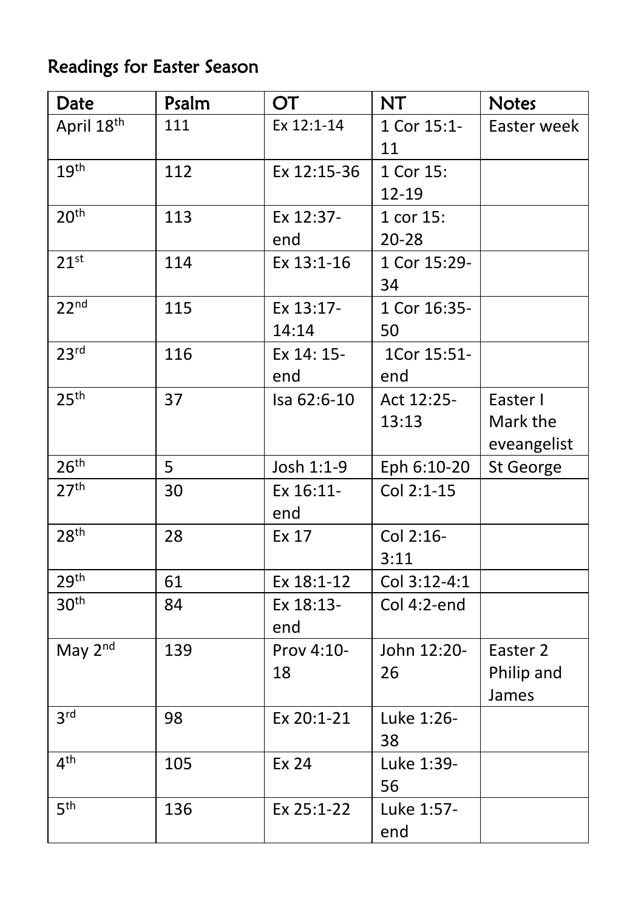# Readings for Easter Season

| Date | Psalm | OT | NT | Notes |
|---|---|---|---|---|
| April 18th | 111 | Ex 12:1-14 | 1 Cor 15:1-11 | Easter week |
| 19th | 112 | Ex 12:15-36 | 1 Cor 15: 12-19 | |
| 20th | 113 | Ex 12:37-end | 1 cor 15: 20-28 | |
| 21st | 114 | Ex 13:1-16 | 1 Cor 15:29-34 | |
| 22nd | 115 | Ex 13:17-14:14 | 1 Cor 16:35-50 | |
| 23rd | 116 | Ex 14: 15-end | 1Cor 15:51-end | |
| 25th | 37 | Isa 62:6-10 | Act 12:25-13:13 | Easter I Mark the eveangelist |
| 26th | 5 | Josh 1:1-9 | Eph 6:10-20 | St George |
| 27th | 30 | Ex 16:11-end | Col 2:1-15 | |
| 28th | 28 | Ex 17 | Col 2:16-3:11 | |
| 29th | 61 | Ex 18:1-12 | Col 3:12-4:1 | |
| 30th | 84 | Ex 18:13-end | Col 4:2-end | |
| May 2nd | 139 | Prov 4:10-18 | John 12:20-26 | Easter 2 Philip and James |
| 3rd | 98 | Ex 20:1-21 | Luke 1:26-38 | |
| 4th | 105 | Ex 24 | Luke 1:39-56 | |
| 5th | 136 | Ex 25:1-22 | Luke 1:57-end | |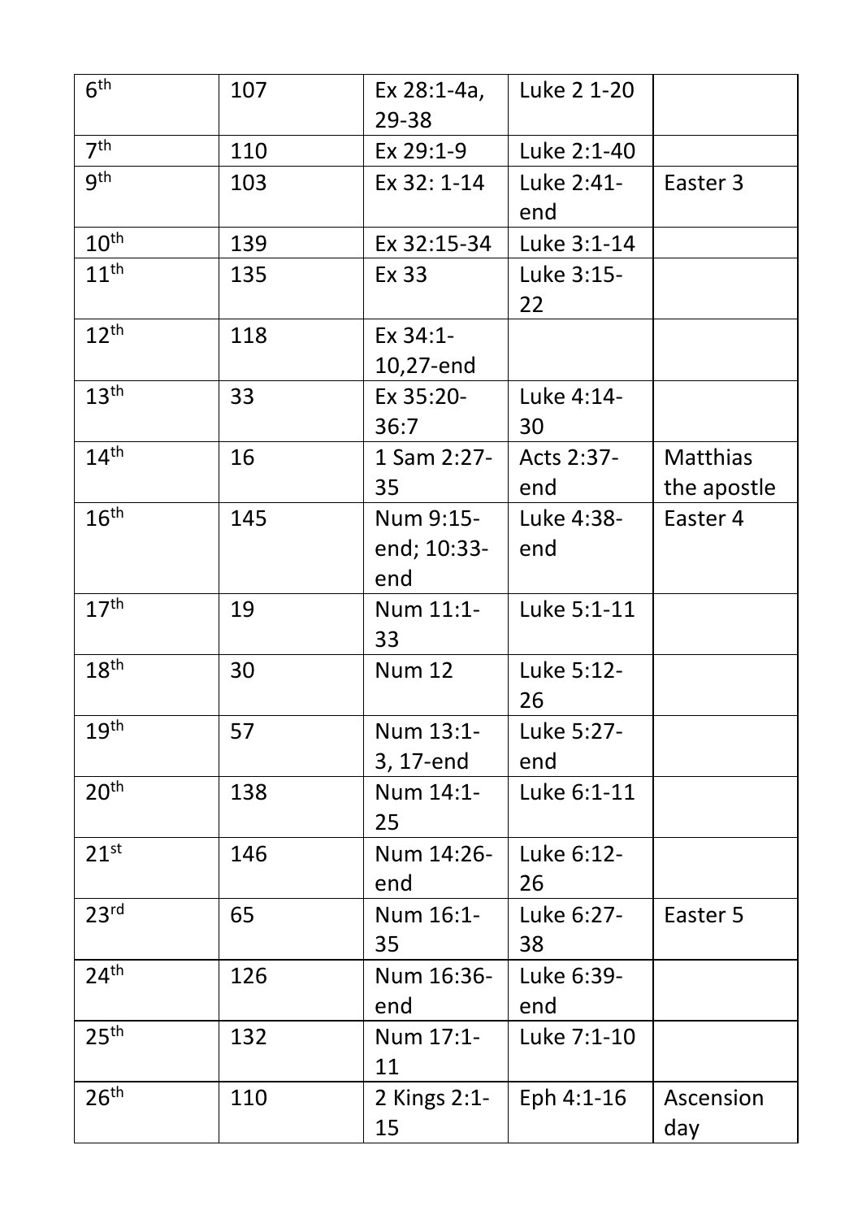| 6th | 107 | Ex 28:1-4a, 29-38 | Luke 2 1-20 | |
|---|---|---|---|---|
| 7th | 110 | Ex 29:1-9 | Luke 2:1-40 | |
| 9th | 103 | Ex 32: 1-14 | Luke 2:41-end | Easter 3 |
| 10th | 139 | Ex 32:15-34 | Luke 3:1-14 | |
| 11th | 135 | Ex 33 | Luke 3:15-22 | |
| 12th | 118 | Ex 34:1-10,27-end | | |
| 13th | 33 | Ex 35:20-36:7 | Luke 4:14-30 | |
| 14th | 16 | 1 Sam 2:27-35 | Acts 2:37-end | Matthias the apostle |
| 16th | 145 | Num 9:15-end; 10:33-end | Luke 4:38-end | Easter 4 |
| 17th | 19 | Num 11:1-33 | Luke 5:1-11 | |
| 18th | 30 | Num 12 | Luke 5:12-26 | |
| 19th | 57 | Num 13:1-3, 17-end | Luke 5:27-end | |
| 20th | 138 | Num 14:1-25 | Luke 6:1-11 | |
| 21st | 146 | Num 14:26-end | Luke 6:12-26 | |
| 23rd | 65 | Num 16:1-35 | Luke 6:27-38 | Easter 5 |
| 24th | 126 | Num 16:36-end | Luke 6:39-end | |
| 25th | 132 | Num 17:1-11 | Luke 7:1-10 | |
| 26th | 110 | 2 Kings 2:1-15 | Eph 4:1-16 | Ascension day |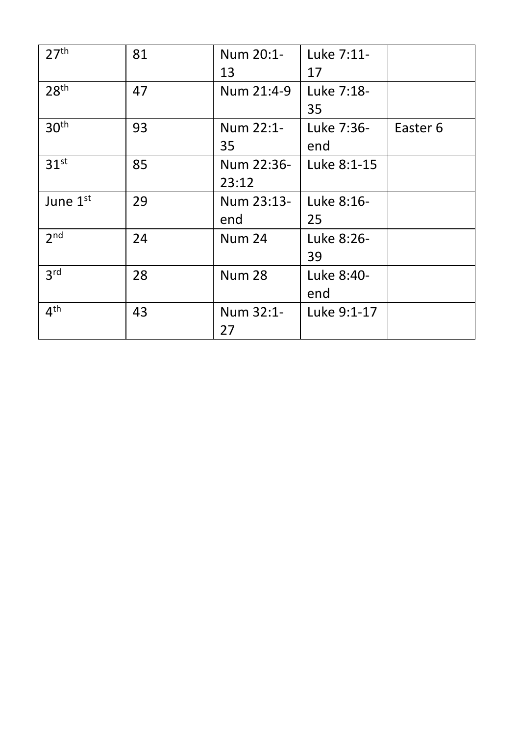| | | | | |
|---|---|---|---|---|
| 27th | 81 | Num 20:1-13 | Luke 7:11-17 | |
| 28th | 47 | Num 21:4-9 | Luke 7:18-35 | |
| 30th | 93 | Num 22:1-35 | Luke 7:36-end | Easter 6 |
| 31st | 85 | Num 22:36-23:12 | Luke 8:1-15 | |
| June 1st | 29 | Num 23:13-end | Luke 8:16-25 | |
| 2nd | 24 | Num 24 | Luke 8:26-39 | |
| 3rd | 28 | Num 28 | Luke 8:40-end | |
| 4th | 43 | Num 32:1-27 | Luke 9:1-17 | |